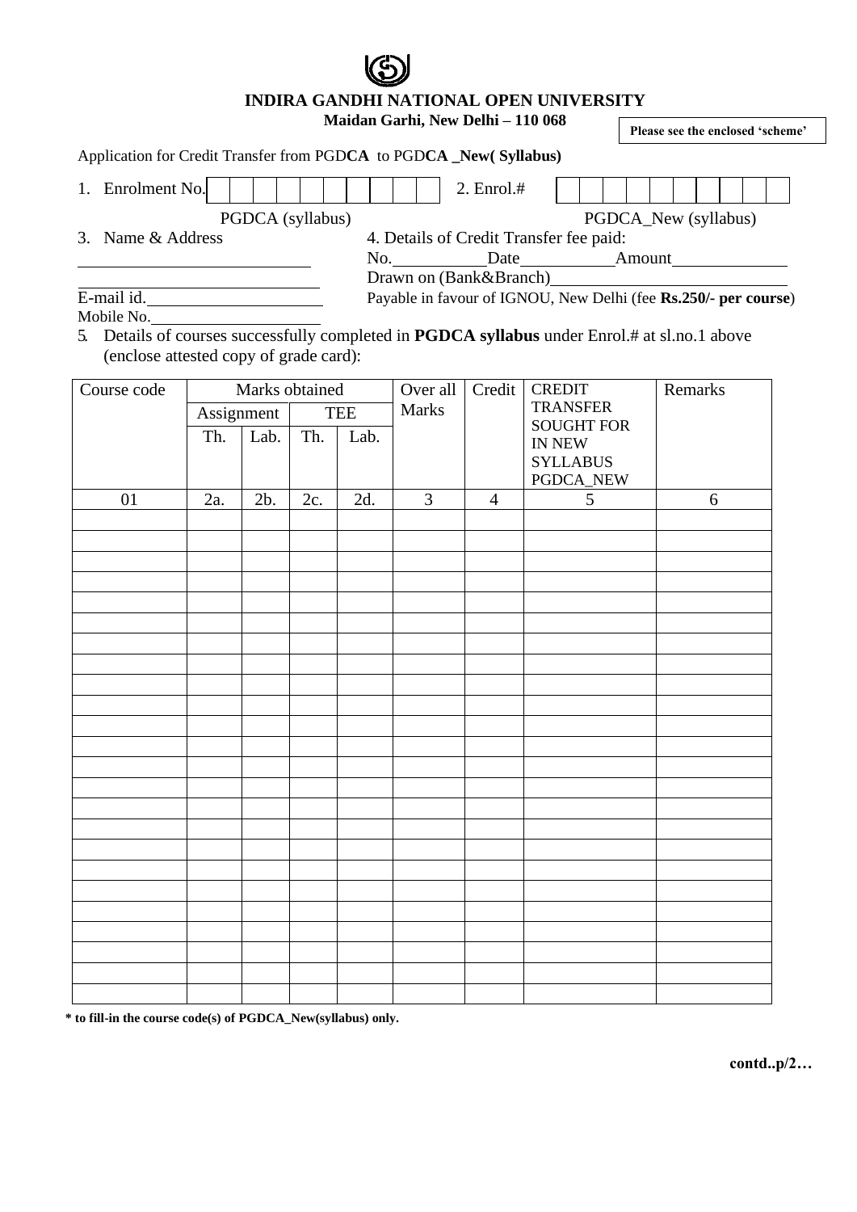**INDIRA GANDHI NATIONAL OPEN UNIVERSITY**

**Maidan Garhi, New Delhi – 110 068**

**Please see the enclosed 'scheme'**

Application for Credit Transfer from PGD**CA** to PGD**CA _New( Syllabus)**

1. Enrolment No. | | | | | | | | | | | | | &nbsp;&nbsp;&nbsp; 2. Enrol.# | | | | | | | | | | |

PGDCA (syllabus) &nbsp;&nbsp;&nbsp;&nbsp;&nbsp;&nbsp;&nbsp;&nbsp;&nbsp;&nbsp;&nbsp;&nbsp;&nbsp;&nbsp;&nbsp;&nbsp;&nbsp;&nbsp;&nbsp;&nbsp;&nbsp;&nbsp;&nbsp;&nbsp;&nbsp;&nbsp;&nbsp;&nbsp;&nbsp;&nbsp;&nbsp;&nbsp; PGDCA_New (syllabus)

3. Name & Address

____________________________

____________________________

E-mail id.____________________

Mobile No.____________________

4. Details of Credit Transfer fee paid:

No.__________Date__________Amount____________

Drawn on (Bank&Branch)__________________________

Payable in favour of IGNOU, New Delhi (fee **Rs.250/- per course**)

5. Details of courses successfully completed in **PGDCA syllabus** under Enrol.# at sl.no.1 above (enclose attested copy of grade card):

| Course code | Marks obtained | | | | Over all Marks | Credit | CREDIT TRANSFER SOUGHT FOR IN NEW SYLLABUS PGDCA_NEW | Remarks |
|---|---|---|---|---|---|---|---|---|
| | Assignment | | TEE | | | | | |
| | Th. | Lab. | Th. | Lab. | | | | |
| 01 | 2a. | 2b. | 2c. | 2d. | 3 | 4 | 5 | 6 |
| | | | | | | | | |
| | | | | | | | | |
| | | | | | | | | |
| | | | | | | | | |
| | | | | | | | | |
| | | | | | | | | |
| | | | | | | | | |
| | | | | | | | | |
| | | | | | | | | |
| | | | | | | | | |
| | | | | | | | | |
| | | | | | | | | |
| | | | | | | | | |
| | | | | | | | | |
| | | | | | | | | |
| | | | | | | | | |
| | | | | | | | | |
| | | | | | | | | |
| | | | | | | | | |
| | | | | | | | | |
| | | | | | | | | |
| | | | | | | | | |
| | | | | | | | | |
| | | | | | | | | |

**\* to fill-in the course code(s) of PGDCA_New(syllabus) only.**

**contd..p/2…**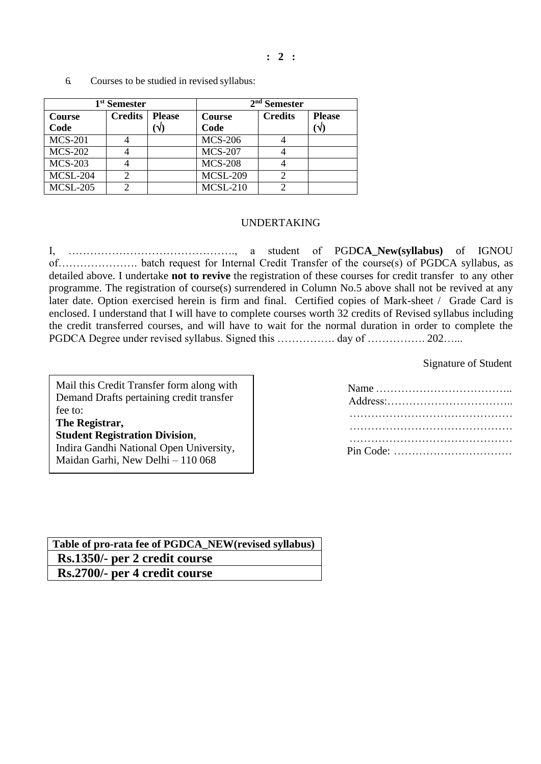6. Courses to be studied in revised syllabus:

| 1st Semester | | | 2nd Semester | | |
|---|---|---|---|---|---|
| **Course Code** | **Credits** | **Please (√)** | **Course Code** | **Credits** | **Please (√)** |
| MCS-201 | 4 | | MCS-206 | 4 | |
| MCS-202 | 4 | | MCS-207 | 4 | |
| MCS-203 | 4 | | MCS-208 | 4 | |
| MCSL-204 | 2 | | MCSL-209 | 2 | |
| MCSL-205 | 2 | | MCSL-210 | 2 | |

UNDERTAKING

I, ………………………………………., a student of PGD**CA_New(syllabus)** of IGNOU of…………………. batch request for Internal Credit Transfer of the course(s) of PGDCA syllabus, as detailed above. I undertake **not to revive** the registration of these courses for credit transfer to any other programme. The registration of course(s) surrendered in Column No.5 above shall not be revived at any later date. Option exercised herein is firm and final. Certified copies of Mark-sheet / Grade Card is enclosed. I understand that I will have to complete courses worth 32 credits of Revised syllabus including the credit transferred courses, and will have to wait for the normal duration in order to complete the PGDCA Degree under revised syllabus. Signed this ……………. day of ……………. 202…...

Signature of Student

Name ………………………………..
Address:……………………………..
………………………………………
………………………………………
………………………………………
Pin Code: ……………………………

Mail this Credit Transfer form along with Demand Drafts pertaining credit transfer fee to:
**The Registrar,**
**Student Registration Division**,
Indira Gandhi National Open University,
Maidan Garhi, New Delhi – 110 068

| Table of pro-rata fee of PGDCA_NEW(revised syllabus) |
|---|
| **Rs.1350/- per 2 credit course** |
| **Rs.2700/- per 4 credit course** |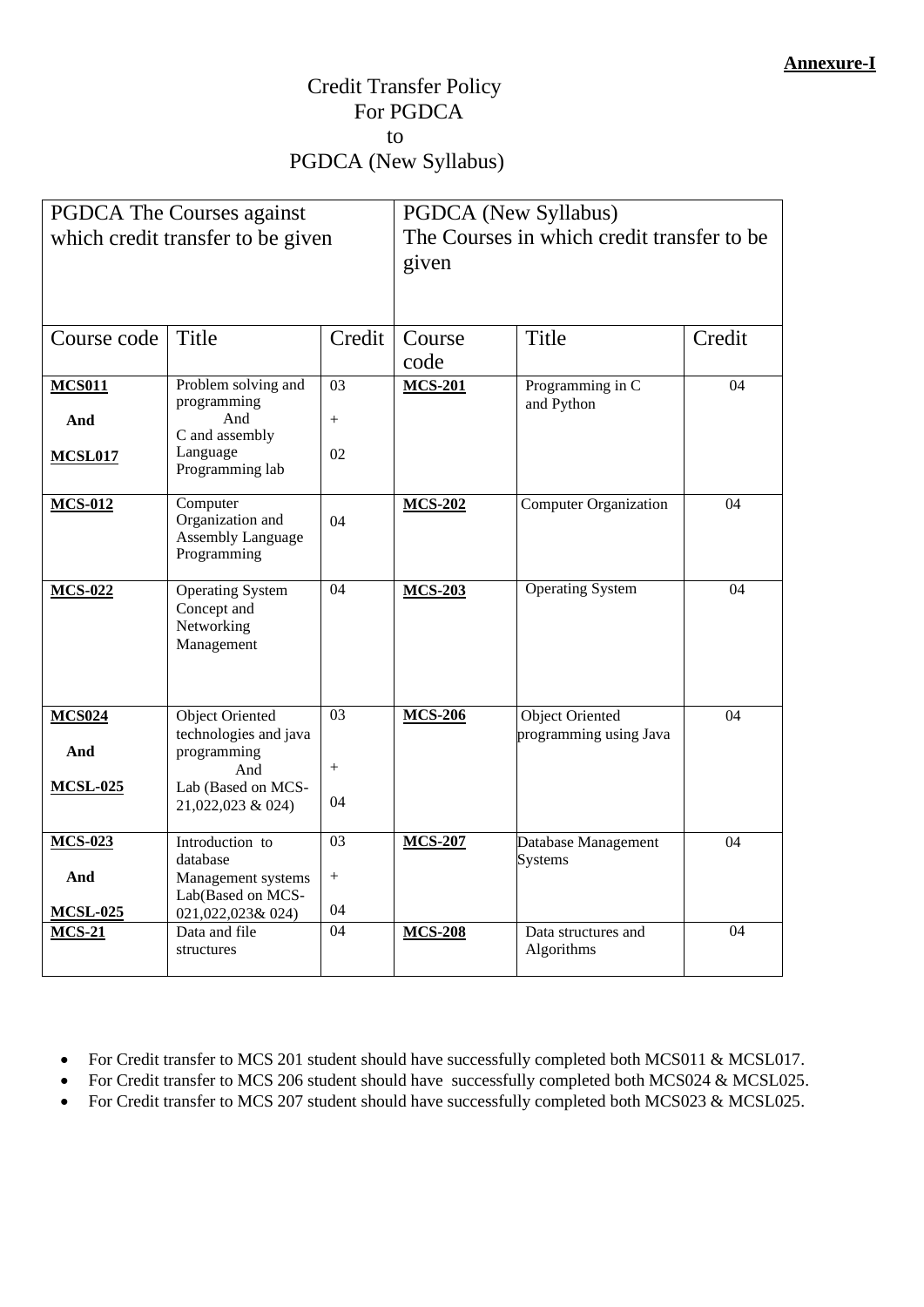**Annexure-I**

# Credit Transfer Policy For PGDCA to PGDCA (New Syllabus)

| PGDCA The Courses against which credit transfer to be given | | | PGDCA (New Syllabus) The Courses in which credit transfer to be given | | |
|---|---|---|---|---|---|
| Course code | Title | Credit | Course code | Title | Credit |
| **MCS011** And **MCSL017** | Problem solving and programming And C and assembly Language Programming lab | 03 + 02 | **MCS-201** | Programming in C and Python | 04 |
| **MCS-012** | Computer Organization and Assembly Language Programming | 04 | **MCS-202** | Computer Organization | 04 |
| **MCS-022** | Operating System Concept and Networking Management | 04 | **MCS-203** | Operating System | 04 |
| **MCS024** And **MCSL-025** | Object Oriented technologies and java programming And Lab (Based on MCS-21,022,023 & 024) | 03 + 04 | **MCS-206** | Object Oriented programming using Java | 04 |
| **MCS-023** And **MCSL-025** | Introduction to database Management systems Lab(Based on MCS-021,022,023& 024) | 03 + 04 | **MCS-207** | Database Management Systems | 04 |
| **MCS-21** | Data and file structures | 04 | **MCS-208** | Data structures and Algorithms | 04 |

- For Credit transfer to MCS 201 student should have successfully completed both MCS011 & MCSL017.
- For Credit transfer to MCS 206 student should have successfully completed both MCS024 & MCSL025.
- For Credit transfer to MCS 207 student should have successfully completed both MCS023 & MCSL025.